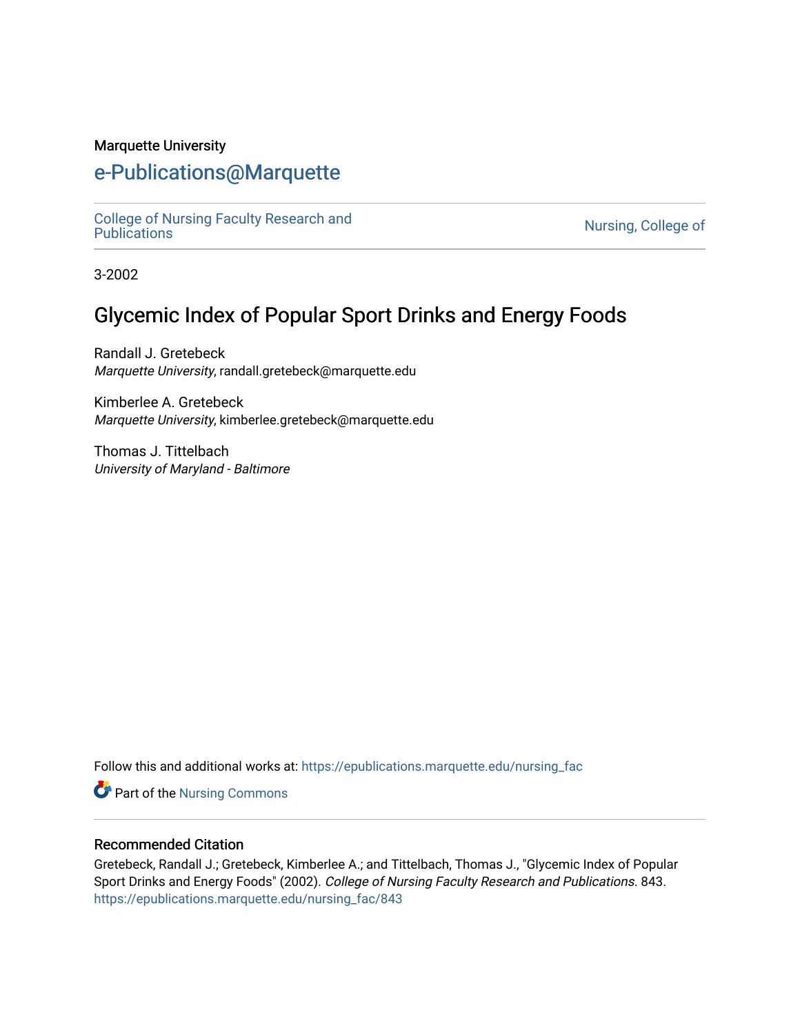Marquette University

# e-Publications@Marquette

College of Nursing Faculty Research and Publications | Nursing, College of

3-2002

## Glycemic Index of Popular Sport Drinks and Energy Foods

Randall J. Gretebeck
*Marquette University*, randall.gretebeck@marquette.edu

Kimberlee A. Gretebeck
*Marquette University*, kimberlee.gretebeck@marquette.edu

Thomas J. Tittelbach
*University of Maryland - Baltimore*

Follow this and additional works at: https://epublications.marquette.edu/nursing_fac

Part of the Nursing Commons

### Recommended Citation

Gretebeck, Randall J.; Gretebeck, Kimberlee A.; and Tittelbach, Thomas J., "Glycemic Index of Popular Sport Drinks and Energy Foods" (2002). *College of Nursing Faculty Research and Publications*. 843.
https://epublications.marquette.edu/nursing_fac/843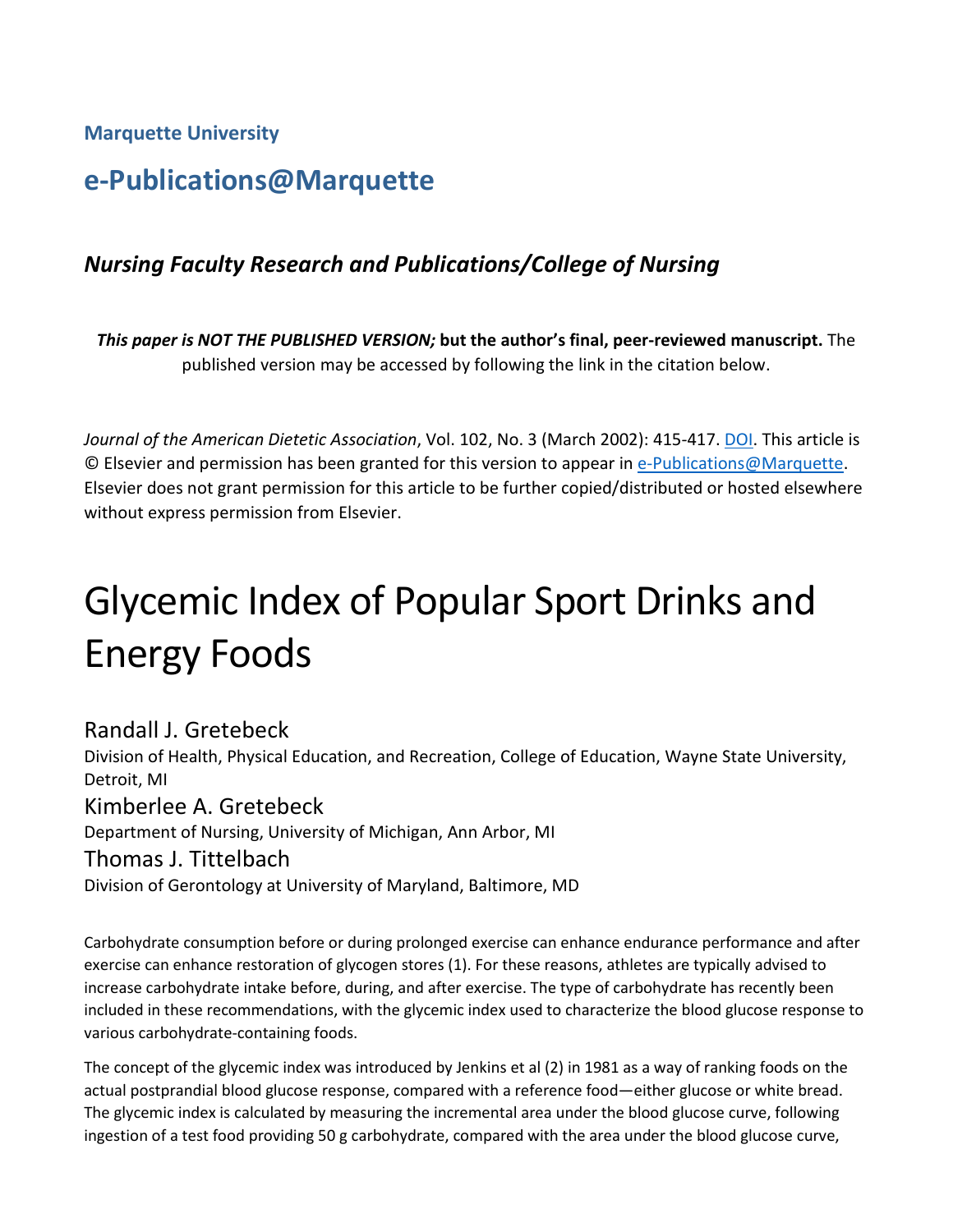Marquette University

# e-Publications@Marquette

## *Nursing Faculty Research and Publications/College of Nursing*

***This paper is NOT THE PUBLISHED VERSION;* but the author's final, peer-reviewed manuscript.** The published version may be accessed by following the link in the citation below.

*Journal of the American Dietetic Association*, Vol. 102, No. 3 (March 2002): 415-417. DOI. This article is © Elsevier and permission has been granted for this version to appear in e-Publications@Marquette. Elsevier does not grant permission for this article to be further copied/distributed or hosted elsewhere without express permission from Elsevier.

# Glycemic Index of Popular Sport Drinks and Energy Foods

Randall J. Gretebeck
Division of Health, Physical Education, and Recreation, College of Education, Wayne State University, Detroit, MI

Kimberlee A. Gretebeck
Department of Nursing, University of Michigan, Ann Arbor, MI

Thomas J. Tittelbach
Division of Gerontology at University of Maryland, Baltimore, MD

Carbohydrate consumption before or during prolonged exercise can enhance endurance performance and after exercise can enhance restoration of glycogen stores (1). For these reasons, athletes are typically advised to increase carbohydrate intake before, during, and after exercise. The type of carbohydrate has recently been included in these recommendations, with the glycemic index used to characterize the blood glucose response to various carbohydrate-containing foods.

The concept of the glycemic index was introduced by Jenkins et al (2) in 1981 as a way of ranking foods on the actual postprandial blood glucose response, compared with a reference food—either glucose or white bread. The glycemic index is calculated by measuring the incremental area under the blood glucose curve, following ingestion of a test food providing 50 g carbohydrate, compared with the area under the blood glucose curve,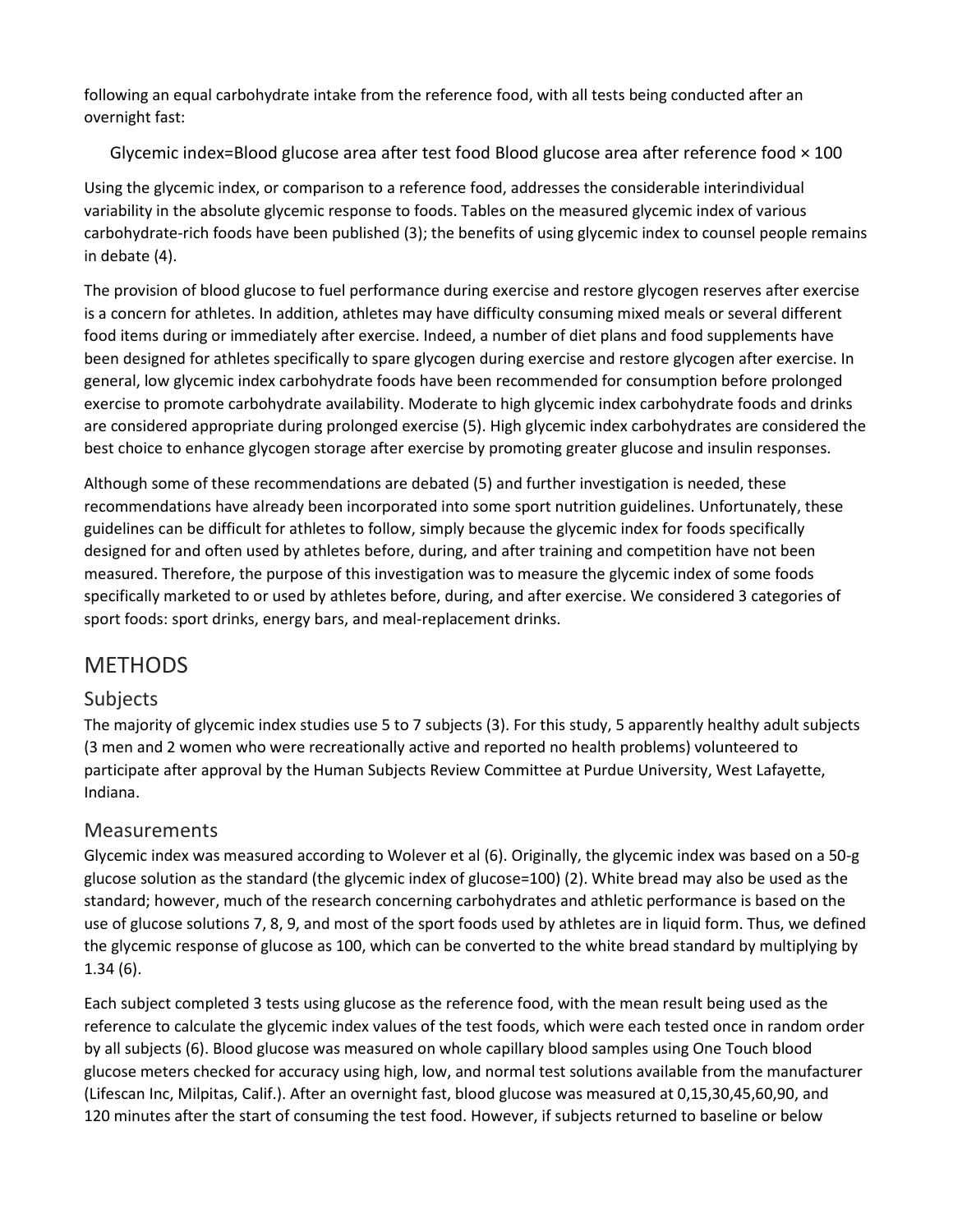following an equal carbohydrate intake from the reference food, with all tests being conducted after an overnight fast:

$$\text{Glycemic index} = \frac{\text{Blood glucose area after test food}}{\text{Blood glucose area after reference food}} \times 100$$

Using the glycemic index, or comparison to a reference food, addresses the considerable interindividual variability in the absolute glycemic response to foods. Tables on the measured glycemic index of various carbohydrate-rich foods have been published (3); the benefits of using glycemic index to counsel people remains in debate (4).

The provision of blood glucose to fuel performance during exercise and restore glycogen reserves after exercise is a concern for athletes. In addition, athletes may have difficulty consuming mixed meals or several different food items during or immediately after exercise. Indeed, a number of diet plans and food supplements have been designed for athletes specifically to spare glycogen during exercise and restore glycogen after exercise. In general, low glycemic index carbohydrate foods have been recommended for consumption before prolonged exercise to promote carbohydrate availability. Moderate to high glycemic index carbohydrate foods and drinks are considered appropriate during prolonged exercise (5). High glycemic index carbohydrates are considered the best choice to enhance glycogen storage after exercise by promoting greater glucose and insulin responses.

Although some of these recommendations are debated (5) and further investigation is needed, these recommendations have already been incorporated into some sport nutrition guidelines. Unfortunately, these guidelines can be difficult for athletes to follow, simply because the glycemic index for foods specifically designed for and often used by athletes before, during, and after training and competition have not been measured. Therefore, the purpose of this investigation was to measure the glycemic index of some foods specifically marketed to or used by athletes before, during, and after exercise. We considered 3 categories of sport foods: sport drinks, energy bars, and meal-replacement drinks.

## METHODS

### Subjects

The majority of glycemic index studies use 5 to 7 subjects (3). For this study, 5 apparently healthy adult subjects (3 men and 2 women who were recreationally active and reported no health problems) volunteered to participate after approval by the Human Subjects Review Committee at Purdue University, West Lafayette, Indiana.

### Measurements

Glycemic index was measured according to Wolever et al (6). Originally, the glycemic index was based on a 50-g glucose solution as the standard (the glycemic index of glucose=100) (2). White bread may also be used as the standard; however, much of the research concerning carbohydrates and athletic performance is based on the use of glucose solutions 7, 8, 9, and most of the sport foods used by athletes are in liquid form. Thus, we defined the glycemic response of glucose as 100, which can be converted to the white bread standard by multiplying by 1.34 (6).

Each subject completed 3 tests using glucose as the reference food, with the mean result being used as the reference to calculate the glycemic index values of the test foods, which were each tested once in random order by all subjects (6). Blood glucose was measured on whole capillary blood samples using One Touch blood glucose meters checked for accuracy using high, low, and normal test solutions available from the manufacturer (Lifescan Inc, Milpitas, Calif.). After an overnight fast, blood glucose was measured at 0,15,30,45,60,90, and 120 minutes after the start of consuming the test food. However, if subjects returned to baseline or below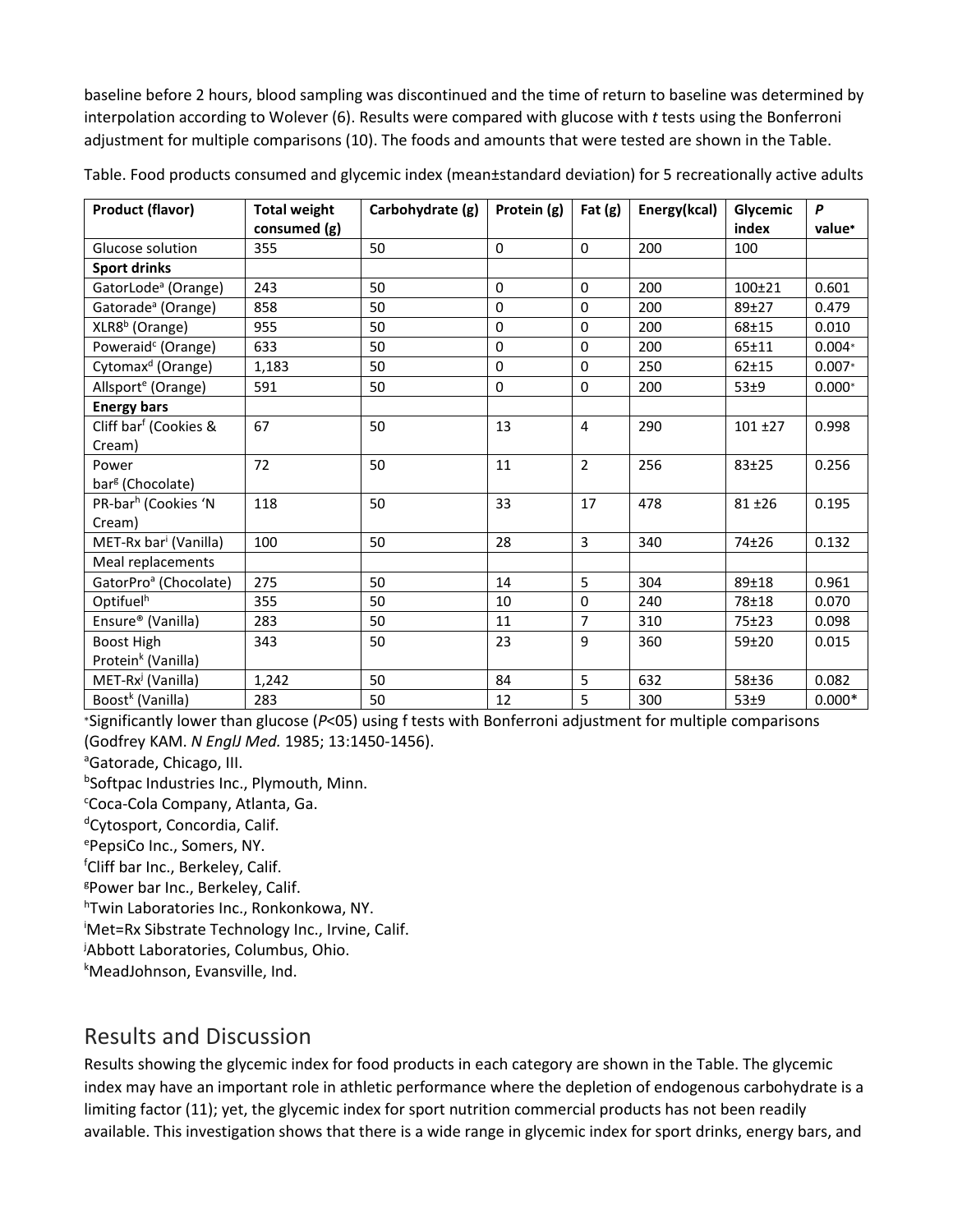baseline before 2 hours, blood sampling was discontinued and the time of return to baseline was determined by interpolation according to Wolever (6). Results were compared with glucose with *t* tests using the Bonferroni adjustment for multiple comparisons (10). The foods and amounts that were tested are shown in the Table.

Table. Food products consumed and glycemic index (mean±standard deviation) for 5 recreationally active adults

| Product (flavor) | Total weight consumed (g) | Carbohydrate (g) | Protein (g) | Fat (g) | Energy(kcal) | Glycemic index | *P* value* |
|---|---|---|---|---|---|---|---|
| Glucose solution | 355 | 50 | 0 | 0 | 200 | 100 | |
| **Sport drinks** | | | | | | | |
| GatorLode[a] (Orange) | 243 | 50 | 0 | 0 | 200 | 100±21 | 0.601 |
| Gatorade[a] (Orange) | 858 | 50 | 0 | 0 | 200 | 89±27 | 0.479 |
| XLR8[b] (Orange) | 955 | 50 | 0 | 0 | 200 | 68±15 | 0.010 |
| Poweraid[c] (Orange) | 633 | 50 | 0 | 0 | 200 | 65±11 | 0.004* |
| Cytomax[d] (Orange) | 1,183 | 50 | 0 | 0 | 250 | 62±15 | 0.007* |
| Allsport[e] (Orange) | 591 | 50 | 0 | 0 | 200 | 53±9 | 0.000* |
| **Energy bars** | | | | | | | |
| Cliff bar[f] (Cookies & Cream) | 67 | 50 | 13 | 4 | 290 | 101 ±27 | 0.998 |
| Power bar[g] (Chocolate) | 72 | 50 | 11 | 2 | 256 | 83±25 | 0.256 |
| PR-bar[h] (Cookies 'N Cream) | 118 | 50 | 33 | 17 | 478 | 81 ±26 | 0.195 |
| MET-Rx bar[i] (Vanilla) | 100 | 50 | 28 | 3 | 340 | 74±26 | 0.132 |
| Meal replacements | | | | | | | |
| GatorPro[a] (Chocolate) | 275 | 50 | 14 | 5 | 304 | 89±18 | 0.961 |
| Optifuel[h] | 355 | 50 | 10 | 0 | 240 | 78±18 | 0.070 |
| Ensure® (Vanilla) | 283 | 50 | 11 | 7 | 310 | 75±23 | 0.098 |
| Boost High Protein[k] (Vanilla) | 343 | 50 | 23 | 9 | 360 | 59±20 | 0.015 |
| MET-Rx[j] (Vanilla) | 1,242 | 50 | 84 | 5 | 632 | 58±36 | 0.082 |
| Boost[k] (Vanilla) | 283 | 50 | 12 | 5 | 300 | 53±9 | 0.000* |

*Significantly lower than glucose (*P*<05) using f tests with Bonferroni adjustment for multiple comparisons (Godfrey KAM. *N EnglJ Med.* 1985; 13:1450-1456).

[a]Gatorade, Chicago, III.
[b]Softpac Industries Inc., Plymouth, Minn.
[c]Coca-Cola Company, Atlanta, Ga.
[d]Cytosport, Concordia, Calif.
[e]PepsiCo Inc., Somers, NY.
[f]Cliff bar Inc., Berkeley, Calif.
[g]Power bar Inc., Berkeley, Calif.
[h]Twin Laboratories Inc., Ronkonkowa, NY.
[i]Met=Rx Sibstrate Technology Inc., Irvine, Calif.
[j]Abbott Laboratories, Columbus, Ohio.
[k]MeadJohnson, Evansville, Ind.

## Results and Discussion

Results showing the glycemic index for food products in each category are shown in the Table. The glycemic index may have an important role in athletic performance where the depletion of endogenous carbohydrate is a limiting factor (11); yet, the glycemic index for sport nutrition commercial products has not been readily available. This investigation shows that there is a wide range in glycemic index for sport drinks, energy bars, and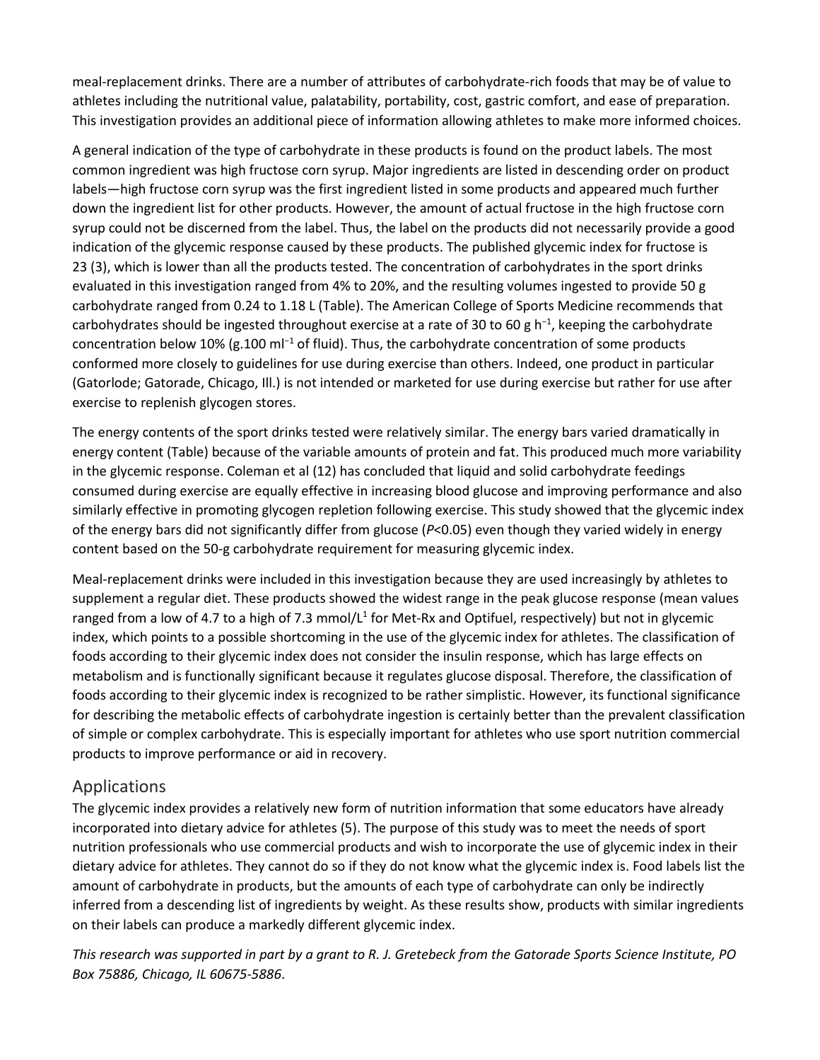meal-replacement drinks. There are a number of attributes of carbohydrate-rich foods that may be of value to athletes including the nutritional value, palatability, portability, cost, gastric comfort, and ease of preparation. This investigation provides an additional piece of information allowing athletes to make more informed choices.

A general indication of the type of carbohydrate in these products is found on the product labels. The most common ingredient was high fructose corn syrup. Major ingredients are listed in descending order on product labels—high fructose corn syrup was the first ingredient listed in some products and appeared much further down the ingredient list for other products. However, the amount of actual fructose in the high fructose corn syrup could not be discerned from the label. Thus, the label on the products did not necessarily provide a good indication of the glycemic response caused by these products. The published glycemic index for fructose is 23 (3), which is lower than all the products tested. The concentration of carbohydrates in the sport drinks evaluated in this investigation ranged from 4% to 20%, and the resulting volumes ingested to provide 50 g carbohydrate ranged from 0.24 to 1.18 L (Table). The American College of Sports Medicine recommends that carbohydrates should be ingested throughout exercise at a rate of 30 to 60 g $h^{-1}$, keeping the carbohydrate concentration below 10% (g.100 $ml^{-1}$ of fluid). Thus, the carbohydrate concentration of some products conformed more closely to guidelines for use during exercise than others. Indeed, one product in particular (Gatorlode; Gatorade, Chicago, Ill.) is not intended or marketed for use during exercise but rather for use after exercise to replenish glycogen stores.

The energy contents of the sport drinks tested were relatively similar. The energy bars varied dramatically in energy content (Table) because of the variable amounts of protein and fat. This produced much more variability in the glycemic response. Coleman et al (12) has concluded that liquid and solid carbohydrate feedings consumed during exercise are equally effective in increasing blood glucose and improving performance and also similarly effective in promoting glycogen repletion following exercise. This study showed that the glycemic index of the energy bars did not significantly differ from glucose ($P<0.05$) even though they varied widely in energy content based on the 50-g carbohydrate requirement for measuring glycemic index.

Meal-replacement drinks were included in this investigation because they are used increasingly by athletes to supplement a regular diet. These products showed the widest range in the peak glucose response (mean values ranged from a low of 4.7 to a high of 7.3 mmol/L[1] for Met-Rx and Optifuel, respectively) but not in glycemic index, which points to a possible shortcoming in the use of the glycemic index for athletes. The classification of foods according to their glycemic index does not consider the insulin response, which has large effects on metabolism and is functionally significant because it regulates glucose disposal. Therefore, the classification of foods according to their glycemic index is recognized to be rather simplistic. However, its functional significance for describing the metabolic effects of carbohydrate ingestion is certainly better than the prevalent classification of simple or complex carbohydrate. This is especially important for athletes who use sport nutrition commercial products to improve performance or aid in recovery.

## Applications

The glycemic index provides a relatively new form of nutrition information that some educators have already incorporated into dietary advice for athletes (5). The purpose of this study was to meet the needs of sport nutrition professionals who use commercial products and wish to incorporate the use of glycemic index in their dietary advice for athletes. They cannot do so if they do not know what the glycemic index is. Food labels list the amount of carbohydrate in products, but the amounts of each type of carbohydrate can only be indirectly inferred from a descending list of ingredients by weight. As these results show, products with similar ingredients on their labels can produce a markedly different glycemic index.

*This research was supported in part by a grant to R. J. Gretebeck from the Gatorade Sports Science Institute, PO Box 75886, Chicago, IL 60675-5886.*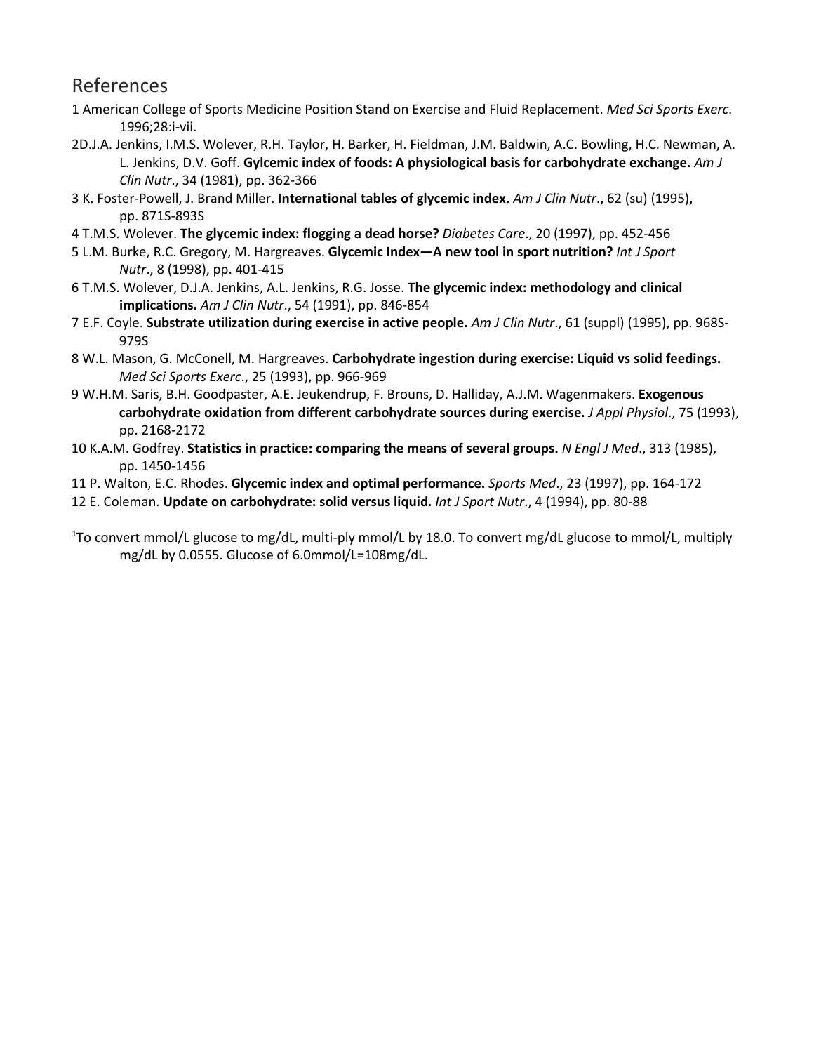## References

1 American College of Sports Medicine Position Stand on Exercise and Fluid Replacement. *Med Sci Sports Exerc*. 1996;28:i-vii.

2D.J.A. Jenkins, I.M.S. Wolever, R.H. Taylor, H. Barker, H. Fieldman, J.M. Baldwin, A.C. Bowling, H.C. Newman, A. L. Jenkins, D.V. Goff. **Gylcemic index of foods: A physiological basis for carbohydrate exchange.** *Am J Clin Nutr*., 34 (1981), pp. 362-366

3 K. Foster-Powell, J. Brand Miller. **International tables of glycemic index.** *Am J Clin Nutr*., 62 (su) (1995), pp. 871S-893S

4 T.M.S. Wolever. **The glycemic index: flogging a dead horse?** *Diabetes Care*., 20 (1997), pp. 452-456

5 L.M. Burke, R.C. Gregory, M. Hargreaves. **Glycemic Index—A new tool in sport nutrition?** *Int J Sport Nutr*., 8 (1998), pp. 401-415

6 T.M.S. Wolever, D.J.A. Jenkins, A.L. Jenkins, R.G. Josse. **The glycemic index: methodology and clinical implications.** *Am J Clin Nutr*., 54 (1991), pp. 846-854

7 E.F. Coyle. **Substrate utilization during exercise in active people.** *Am J Clin Nutr*., 61 (suppl) (1995), pp. 968S-979S

8 W.L. Mason, G. McConell, M. Hargreaves. **Carbohydrate ingestion during exercise: Liquid vs solid feedings.** *Med Sci Sports Exerc*., 25 (1993), pp. 966-969

9 W.H.M. Saris, B.H. Goodpaster, A.E. Jeukendrup, F. Brouns, D. Halliday, A.J.M. Wagenmakers. **Exogenous carbohydrate oxidation from different carbohydrate sources during exercise.** *J Appl Physiol*., 75 (1993), pp. 2168-2172

10 K.A.M. Godfrey. **Statistics in practice: comparing the means of several groups.** *N Engl J Med*., 313 (1985), pp. 1450-1456

11 P. Walton, E.C. Rhodes. **Glycemic index and optimal performance.** *Sports Med*., 23 (1997), pp. 164-172

12 E. Coleman. **Update on carbohydrate: solid versus liquid.** *Int J Sport Nutr*., 4 (1994), pp. 80-88

[1]To convert mmol/L glucose to mg/dL, multi-ply mmol/L by 18.0. To convert mg/dL glucose to mmol/L, multiply mg/dL by 0.0555. Glucose of 6.0mmol/L=108mg/dL.